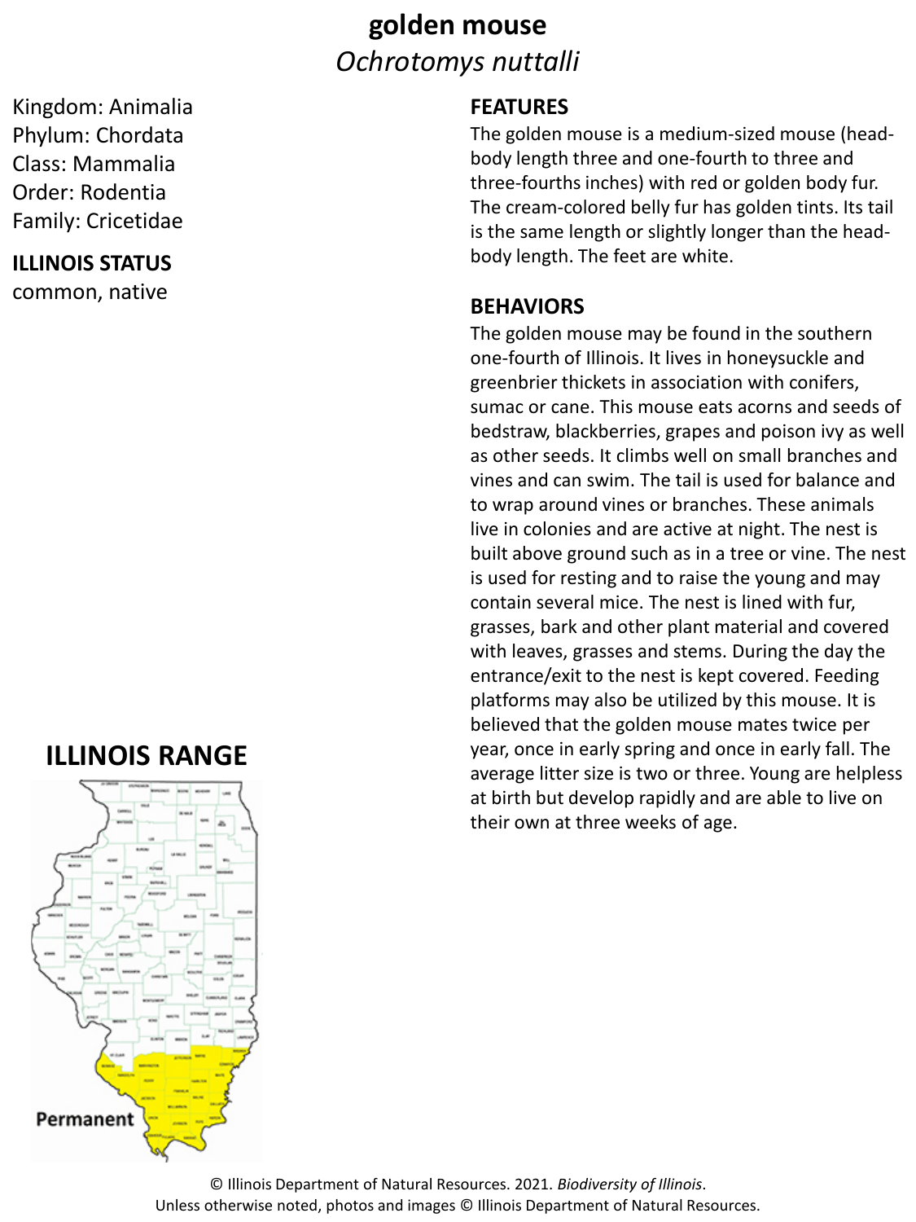# golden mouse

*Ochrotomys nuttalli*

Kingdom: Animalia
Phylum: Chordata
Class: Mammalia
Order: Rodentia
Family: Cricetidae

**ILLINOIS STATUS**

common, native

## FEATURES

The golden mouse is a medium-sized mouse (head-body length three and one-fourth to three and three-fourths inches) with red or golden body fur. The cream-colored belly fur has golden tints. Its tail is the same length or slightly longer than the head-body length. The feet are white.

## BEHAVIORS

The golden mouse may be found in the southern one-fourth of Illinois. It lives in honeysuckle and greenbrier thickets in association with conifers, sumac or cane. This mouse eats acorns and seeds of bedstraw, blackberries, grapes and poison ivy as well as other seeds. It climbs well on small branches and vines and can swim. The tail is used for balance and to wrap around vines or branches. These animals live in colonies and are active at night. The nest is built above ground such as in a tree or vine. The nest is used for resting and to raise the young and may contain several mice. The nest is lined with fur, grasses, bark and other plant material and covered with leaves, grasses and stems. During the day the entrance/exit to the nest is kept covered. Feeding platforms may also be utilized by this mouse. It is believed that the golden mouse mates twice per year, once in early spring and once in early fall. The average litter size is two or three. Young are helpless at birth but develop rapidly and are able to live on their own at three weeks of age.

## ILLINOIS RANGE

Permanent

© Illinois Department of Natural Resources. 2021. *Biodiversity of Illinois*.
Unless otherwise noted, photos and images © Illinois Department of Natural Resources.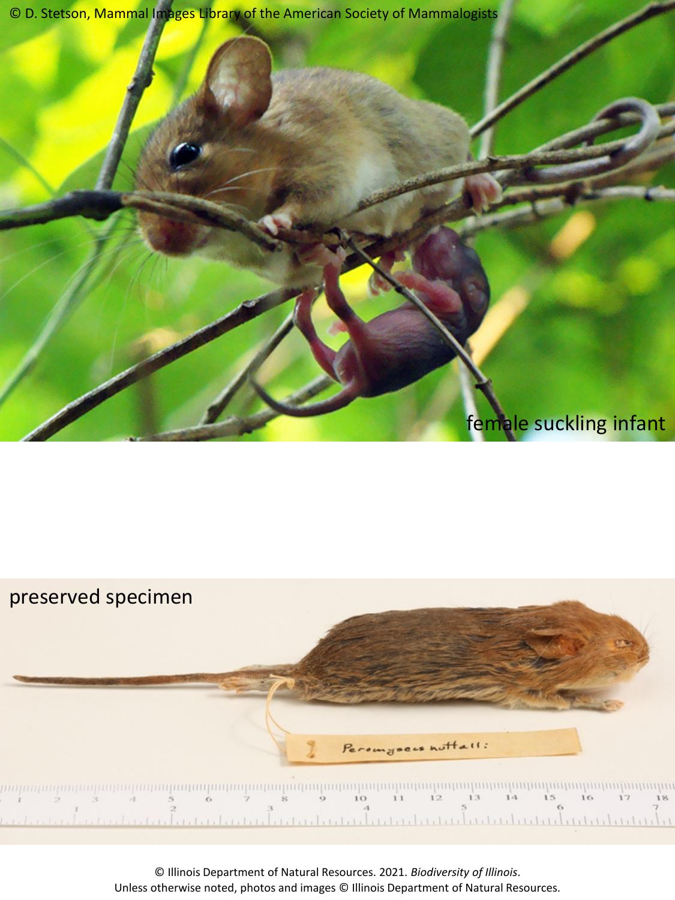© D. Stetson, Mammal Images Library of the American Society of Mammalogists

female suckling infant

preserved specimen

Peromyscus nuttalli

© Illinois Department of Natural Resources. 2021. *Biodiversity of Illinois*.
Unless otherwise noted, photos and images © Illinois Department of Natural Resources.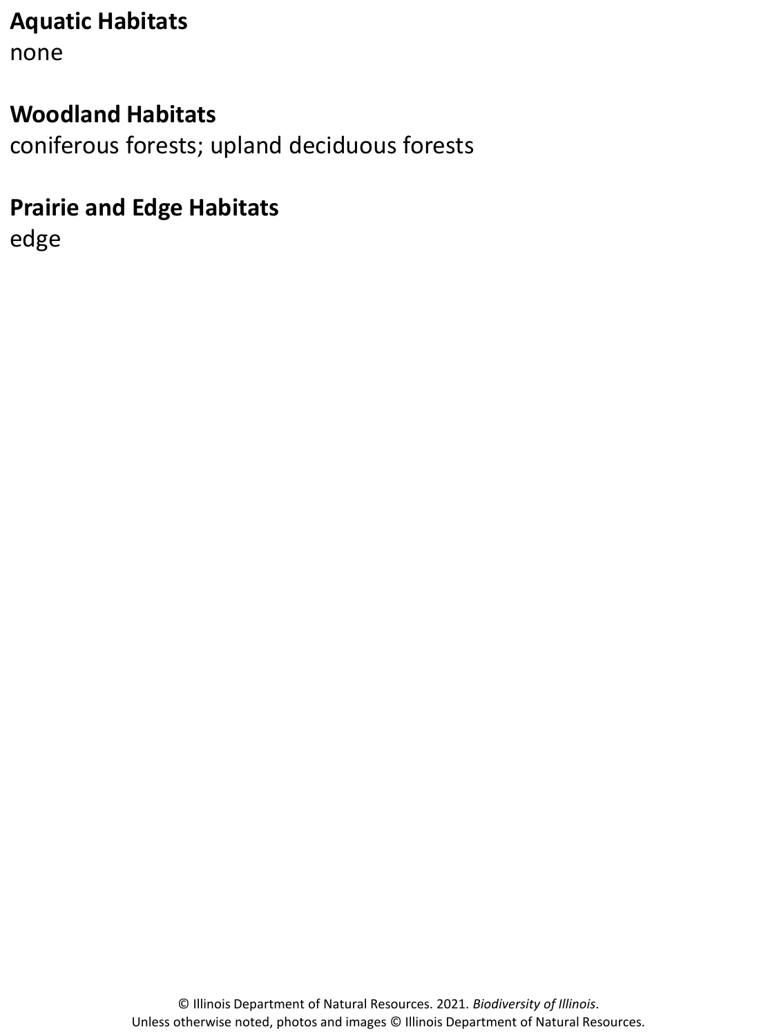**Aquatic Habitats**
none

**Woodland Habitats**
coniferous forests; upland deciduous forests

**Prairie and Edge Habitats**
edge

© Illinois Department of Natural Resources. 2021. *Biodiversity of Illinois*.
Unless otherwise noted, photos and images © Illinois Department of Natural Resources.